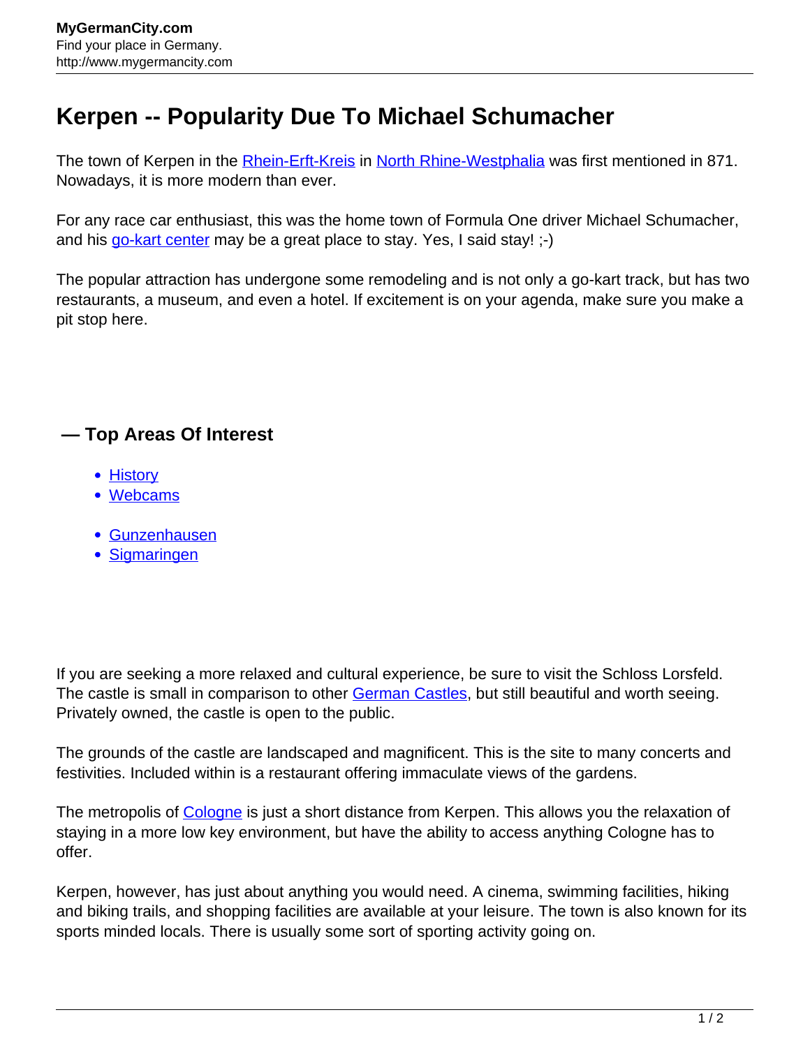# Kerpen -- Popularity Due To Michael Schumacher

The town of Kerpen in the Rhein-Erft-Kreis in North Rhine-Westphalia was first mentioned in 871. Nowadays, it is more modern than ever.

For any race car enthusiast, this was the home town of Formula One driver Michael Schumacher, and his go-kart center may be a great place to stay. Yes, I said stay! ;-)

The popular attraction has undergone some remodeling and is not only a go-kart track, but has two restaurants, a museum, and even a hotel. If excitement is on your agenda, make sure you make a pit stop here.

### — Top Areas Of Interest

- History
- Webcams

- Gunzenhausen
- Sigmaringen

If you are seeking a more relaxed and cultural experience, be sure to visit the Schloss Lorsfeld. The castle is small in comparison to other German Castles, but still beautiful and worth seeing. Privately owned, the castle is open to the public.

The grounds of the castle are landscaped and magnificent. This is the site to many concerts and festivities. Included within is a restaurant offering immaculate views of the gardens.

The metropolis of Cologne is just a short distance from Kerpen. This allows you the relaxation of staying in a more low key environment, but have the ability to access anything Cologne has to offer.

Kerpen, however, has just about anything you would need. A cinema, swimming facilities, hiking and biking trails, and shopping facilities are available at your leisure. The town is also known for its sports minded locals. There is usually some sort of sporting activity going on.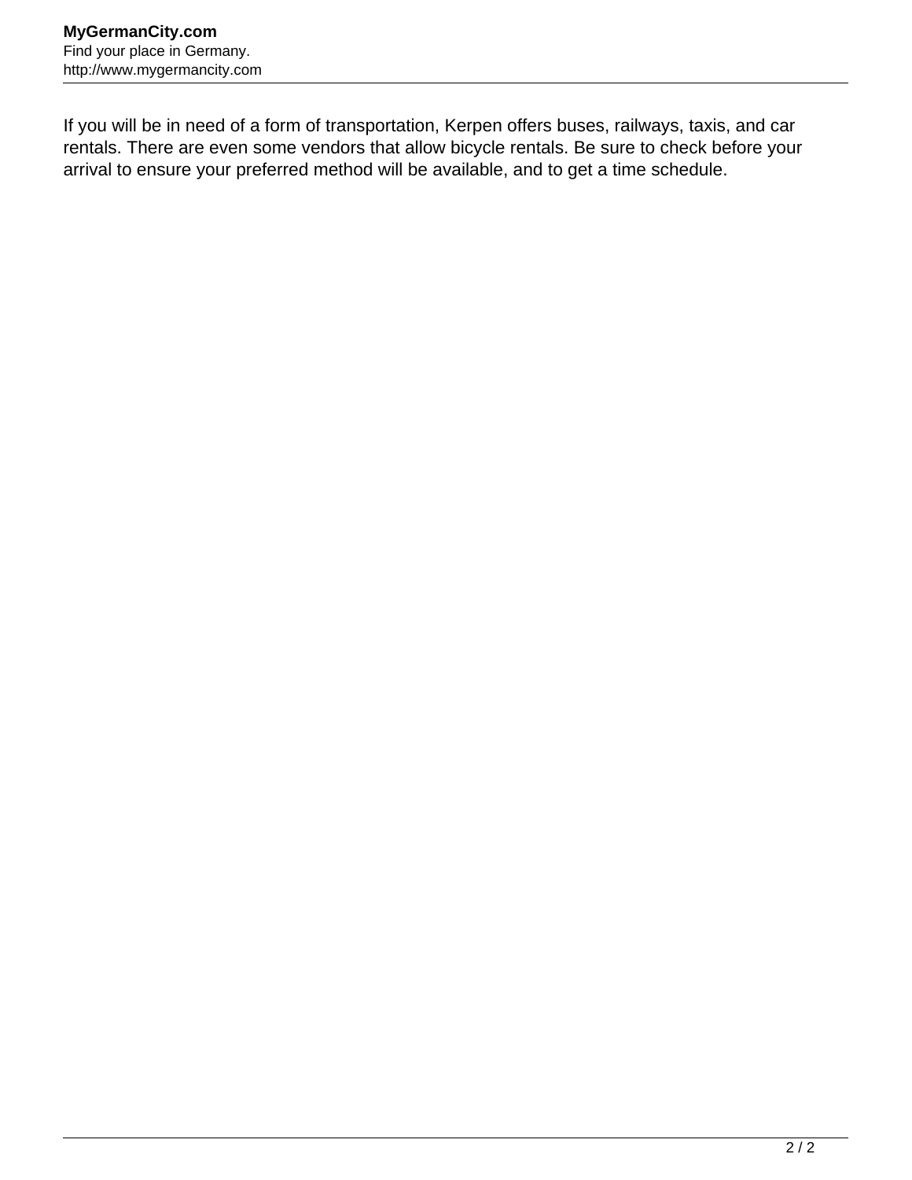If you will be in need of a form of transportation, Kerpen offers buses, railways, taxis, and car rentals. There are even some vendors that allow bicycle rentals. Be sure to check before your arrival to ensure your preferred method will be available, and to get a time schedule.